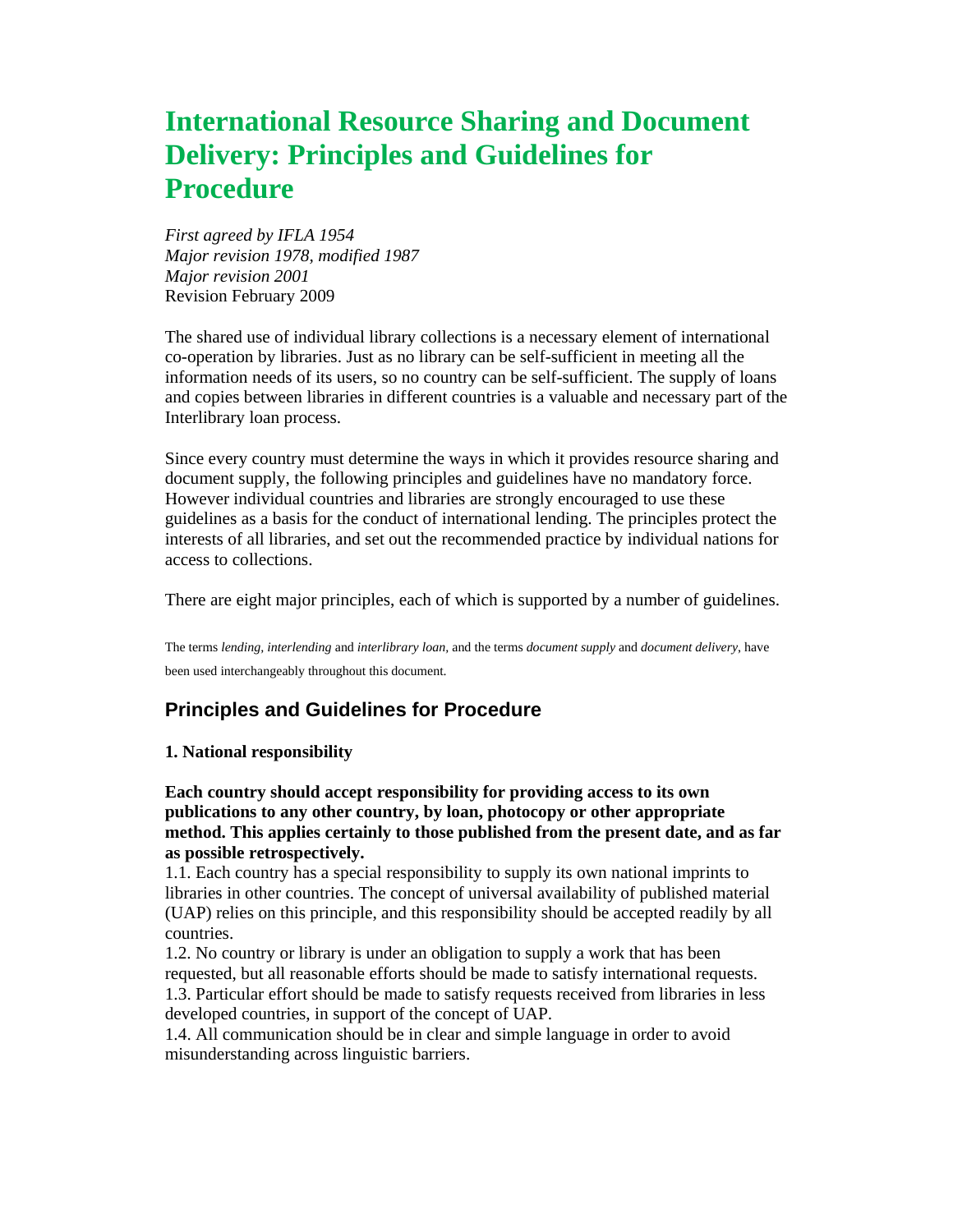# International Resource Sharing and Document Delivery: Principles and Guidelines for Procedure

*First agreed by IFLA 1954*
*Major revision 1978, modified 1987*
*Major revision 2001*
Revision February 2009

The shared use of individual library collections is a necessary element of international co-operation by libraries. Just as no library can be self-sufficient in meeting all the information needs of its users, so no country can be self-sufficient. The supply of loans and copies between libraries in different countries is a valuable and necessary part of the Interlibrary loan process.

Since every country must determine the ways in which it provides resource sharing and document supply, the following principles and guidelines have no mandatory force. However individual countries and libraries are strongly encouraged to use these guidelines as a basis for the conduct of international lending. The principles protect the interests of all libraries, and set out the recommended practice by individual nations for access to collections.

There are eight major principles, each of which is supported by a number of guidelines.

The terms *lending, interlending* and *interlibrary loan,* and the terms *document supply* and *document delivery*, have been used interchangeably throughout this document.

## Principles and Guidelines for Procedure

### 1. National responsibility

**Each country should accept responsibility for providing access to its own publications to any other country, by loan, photocopy or other appropriate method. This applies certainly to those published from the present date, and as far as possible retrospectively.**

1.1. Each country has a special responsibility to supply its own national imprints to libraries in other countries. The concept of universal availability of published material (UAP) relies on this principle, and this responsibility should be accepted readily by all countries.
1.2. No country or library is under an obligation to supply a work that has been requested, but all reasonable efforts should be made to satisfy international requests.
1.3. Particular effort should be made to satisfy requests received from libraries in less developed countries, in support of the concept of UAP.
1.4. All communication should be in clear and simple language in order to avoid misunderstanding across linguistic barriers.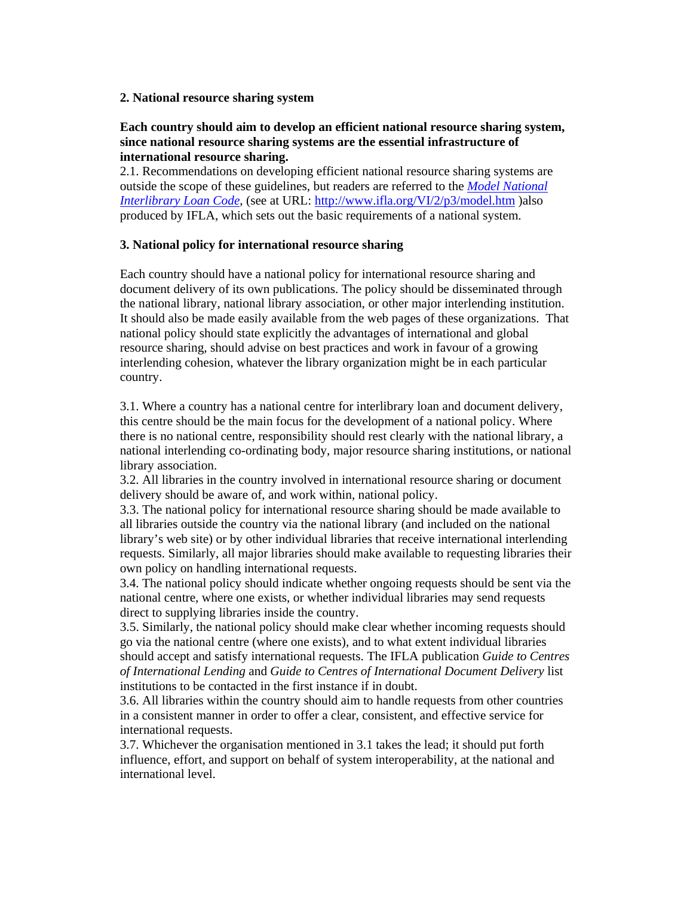## 2. National resource sharing system

**Each country should aim to develop an efficient national resource sharing system, since national resource sharing systems are the essential infrastructure of international resource sharing.**

2.1. Recommendations on developing efficient national resource sharing systems are outside the scope of these guidelines, but readers are referred to the [*Model National Interlibrary Loan Code*](http://www.ifla.org/VI/2/p3/model.htm), (see at URL: http://www.ifla.org/VI/2/p3/model.htm )also produced by IFLA, which sets out the basic requirements of a national system.

## 3. National policy for international resource sharing

Each country should have a national policy for international resource sharing and document delivery of its own publications. The policy should be disseminated through the national library, national library association, or other major interlending institution. It should also be made easily available from the web pages of these organizations. That national policy should state explicitly the advantages of international and global resource sharing, should advise on best practices and work in favour of a growing interlending cohesion, whatever the library organization might be in each particular country.

3.1. Where a country has a national centre for interlibrary loan and document delivery, this centre should be the main focus for the development of a national policy. Where there is no national centre, responsibility should rest clearly with the national library, a national interlending co-ordinating body, major resource sharing institutions, or national library association.

3.2. All libraries in the country involved in international resource sharing or document delivery should be aware of, and work within, national policy.

3.3. The national policy for international resource sharing should be made available to all libraries outside the country via the national library (and included on the national library's web site) or by other individual libraries that receive international interlending requests. Similarly, all major libraries should make available to requesting libraries their own policy on handling international requests.

3.4. The national policy should indicate whether ongoing requests should be sent via the national centre, where one exists, or whether individual libraries may send requests direct to supplying libraries inside the country.

3.5. Similarly, the national policy should make clear whether incoming requests should go via the national centre (where one exists), and to what extent individual libraries should accept and satisfy international requests. The IFLA publication *Guide to Centres of International Lending* and *Guide to Centres of International Document Delivery* list institutions to be contacted in the first instance if in doubt.

3.6. All libraries within the country should aim to handle requests from other countries in a consistent manner in order to offer a clear, consistent, and effective service for international requests.

3.7. Whichever the organisation mentioned in 3.1 takes the lead; it should put forth influence, effort, and support on behalf of system interoperability, at the national and international level.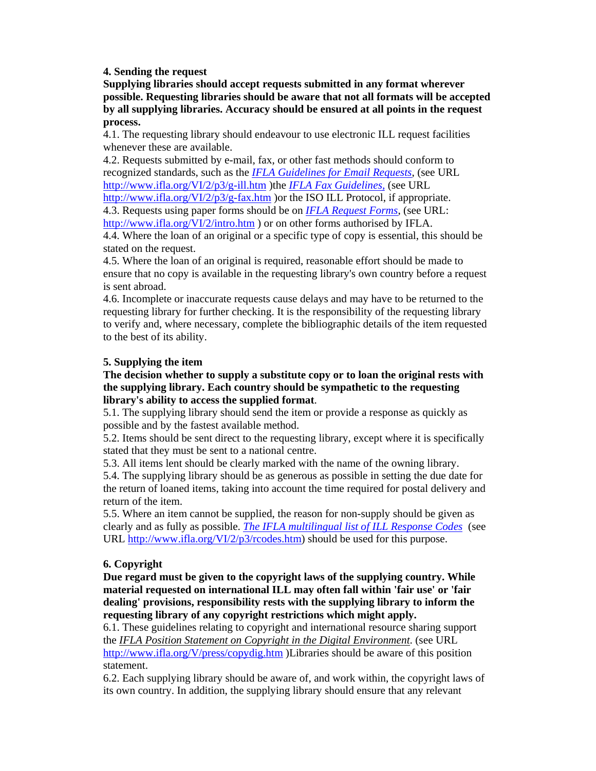**4. Sending the request**

**Supplying libraries should accept requests submitted in any format wherever possible. Requesting libraries should be aware that not all formats will be accepted by all supplying libraries. Accuracy should be ensured at all points in the request process.**

4.1. The requesting library should endeavour to use electronic ILL request facilities whenever these are available.

4.2. Requests submitted by e-mail, fax, or other fast methods should conform to recognized standards, such as the *IFLA Guidelines for Email Requests*, (see URL http://www.ifla.org/VI/2/p3/g-ill.htm )the *IFLA Fax Guidelines*, (see URL http://www.ifla.org/VI/2/p3/g-fax.htm )or the ISO ILL Protocol, if appropriate.

4.3. Requests using paper forms should be on *IFLA Request Forms*, (see URL: http://www.ifla.org/VI/2/intro.htm ) or on other forms authorised by IFLA.

4.4. Where the loan of an original or a specific type of copy is essential, this should be stated on the request.

4.5. Where the loan of an original is required, reasonable effort should be made to ensure that no copy is available in the requesting library's own country before a request is sent abroad.

4.6. Incomplete or inaccurate requests cause delays and may have to be returned to the requesting library for further checking. It is the responsibility of the requesting library to verify and, where necessary, complete the bibliographic details of the item requested to the best of its ability.

**5. Supplying the item**

**The decision whether to supply a substitute copy or to loan the original rests with the supplying library. Each country should be sympathetic to the requesting library's ability to access the supplied format**.

5.1. The supplying library should send the item or provide a response as quickly as possible and by the fastest available method.

5.2. Items should be sent direct to the requesting library, except where it is specifically stated that they must be sent to a national centre.

5.3. All items lent should be clearly marked with the name of the owning library.

5.4. The supplying library should be as generous as possible in setting the due date for the return of loaned items, taking into account the time required for postal delivery and return of the item.

5.5. Where an item cannot be supplied, the reason for non-supply should be given as clearly and as fully as possible. *The IFLA multilingual list of ILL Response Codes* (see URL http://www.ifla.org/VI/2/p3/rcodes.htm) should be used for this purpose.

**6. Copyright**

**Due regard must be given to the copyright laws of the supplying country. While material requested on international ILL may often fall within 'fair use' or 'fair dealing' provisions, responsibility rests with the supplying library to inform the requesting library of any copyright restrictions which might apply.**

6.1. These guidelines relating to copyright and international resource sharing support the *IFLA Position Statement on Copyright in the Digital Environment*. (see URL http://www.ifla.org/V/press/copydig.htm )Libraries should be aware of this position statement.

6.2. Each supplying library should be aware of, and work within, the copyright laws of its own country. In addition, the supplying library should ensure that any relevant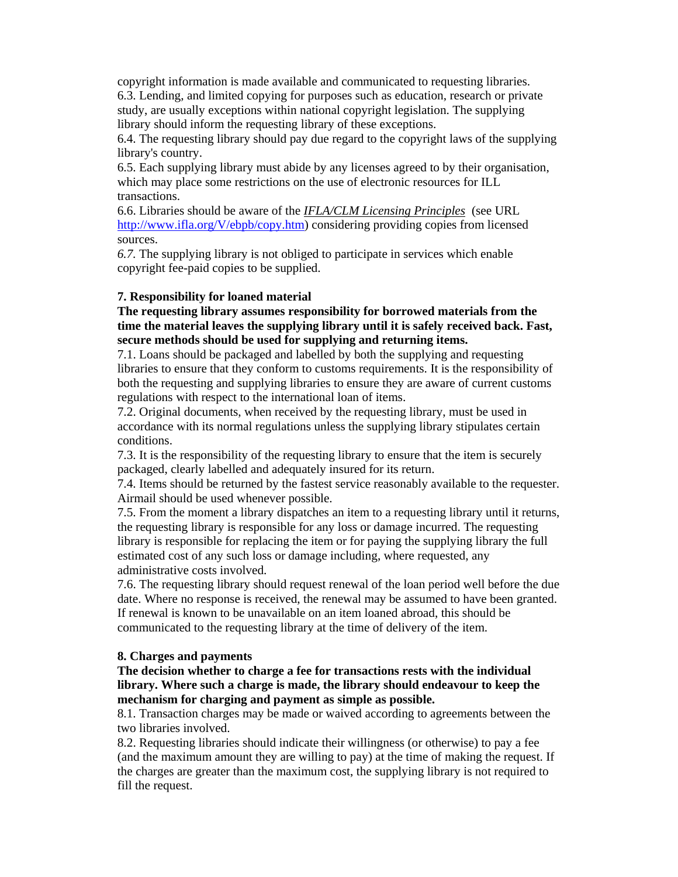copyright information is made available and communicated to requesting libraries.
6.3. Lending, and limited copying for purposes such as education, research or private study, are usually exceptions within national copyright legislation. The supplying library should inform the requesting library of these exceptions.
6.4. The requesting library should pay due regard to the copyright laws of the supplying library's country.
6.5. Each supplying library must abide by any licenses agreed to by their organisation, which may place some restrictions on the use of electronic resources for ILL transactions.
6.6. Libraries should be aware of the *IFLA/CLM Licensing Principles* (see URL http://www.ifla.org/V/ebpb/copy.htm) considering providing copies from licensed sources.
*6.7.* The supplying library is not obliged to participate in services which enable copyright fee-paid copies to be supplied.

**7. Responsibility for loaned material**

**The requesting library assumes responsibility for borrowed materials from the time the material leaves the supplying library until it is safely received back. Fast, secure methods should be used for supplying and returning items.**

7.1. Loans should be packaged and labelled by both the supplying and requesting libraries to ensure that they conform to customs requirements. It is the responsibility of both the requesting and supplying libraries to ensure they are aware of current customs regulations with respect to the international loan of items.
7.2. Original documents, when received by the requesting library, must be used in accordance with its normal regulations unless the supplying library stipulates certain conditions.
7.3. It is the responsibility of the requesting library to ensure that the item is securely packaged, clearly labelled and adequately insured for its return.
7.4. Items should be returned by the fastest service reasonably available to the requester. Airmail should be used whenever possible.
7.5. From the moment a library dispatches an item to a requesting library until it returns, the requesting library is responsible for any loss or damage incurred. The requesting library is responsible for replacing the item or for paying the supplying library the full estimated cost of any such loss or damage including, where requested, any administrative costs involved.
7.6. The requesting library should request renewal of the loan period well before the due date. Where no response is received, the renewal may be assumed to have been granted. If renewal is known to be unavailable on an item loaned abroad, this should be communicated to the requesting library at the time of delivery of the item.

**8. Charges and payments**

**The decision whether to charge a fee for transactions rests with the individual library. Where such a charge is made, the library should endeavour to keep the mechanism for charging and payment as simple as possible.**

8.1. Transaction charges may be made or waived according to agreements between the two libraries involved.
8.2. Requesting libraries should indicate their willingness (or otherwise) to pay a fee (and the maximum amount they are willing to pay) at the time of making the request. If the charges are greater than the maximum cost, the supplying library is not required to fill the request.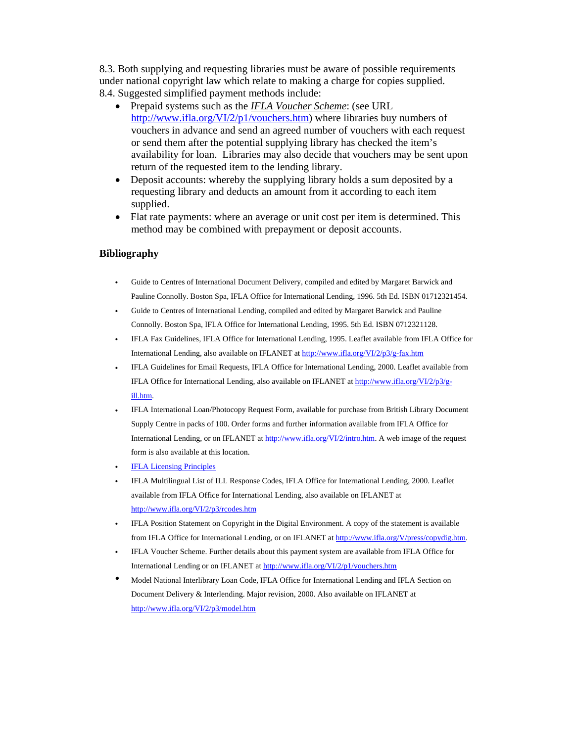8.3. Both supplying and requesting libraries must be aware of possible requirements under national copyright law which relate to making a charge for copies supplied.

8.4. Suggested simplified payment methods include:

- Prepaid systems such as the *IFLA Voucher Scheme*: (see URL http://www.ifla.org/VI/2/p1/vouchers.htm) where libraries buy numbers of vouchers in advance and send an agreed number of vouchers with each request or send them after the potential supplying library has checked the item's availability for loan. Libraries may also decide that vouchers may be sent upon return of the requested item to the lending library.
- Deposit accounts: whereby the supplying library holds a sum deposited by a requesting library and deducts an amount from it according to each item supplied.
- Flat rate payments: where an average or unit cost per item is determined. This method may be combined with prepayment or deposit accounts.

## Bibliography

- Guide to Centres of International Document Delivery, compiled and edited by Margaret Barwick and Pauline Connolly. Boston Spa, IFLA Office for International Lending, 1996. 5th Ed. ISBN 01712321454.
- Guide to Centres of International Lending, compiled and edited by Margaret Barwick and Pauline Connolly. Boston Spa, IFLA Office for International Lending, 1995. 5th Ed. ISBN 0712321128.
- IFLA Fax Guidelines, IFLA Office for International Lending, 1995. Leaflet available from IFLA Office for International Lending, also available on IFLANET at http://www.ifla.org/VI/2/p3/g-fax.htm
- IFLA Guidelines for Email Requests, IFLA Office for International Lending, 2000. Leaflet available from IFLA Office for International Lending, also available on IFLANET at http://www.ifla.org/VI/2/p3/g-ill.htm.
- IFLA International Loan/Photocopy Request Form, available for purchase from British Library Document Supply Centre in packs of 100. Order forms and further information available from IFLA Office for International Lending, or on IFLANET at http://www.ifla.org/VI/2/intro.htm. A web image of the request form is also available at this location.
- IFLA Licensing Principles
- IFLA Multilingual List of ILL Response Codes, IFLA Office for International Lending, 2000. Leaflet available from IFLA Office for International Lending, also available on IFLANET at http://www.ifla.org/VI/2/p3/rcodes.htm
- IFLA Position Statement on Copyright in the Digital Environment. A copy of the statement is available from IFLA Office for International Lending, or on IFLANET at http://www.ifla.org/V/press/copydig.htm.
- IFLA Voucher Scheme. Further details about this payment system are available from IFLA Office for International Lending or on IFLANET at http://www.ifla.org/VI/2/p1/vouchers.htm
- Model National Interlibrary Loan Code, IFLA Office for International Lending and IFLA Section on Document Delivery & Interlending. Major revision, 2000. Also available on IFLANET at http://www.ifla.org/VI/2/p3/model.htm